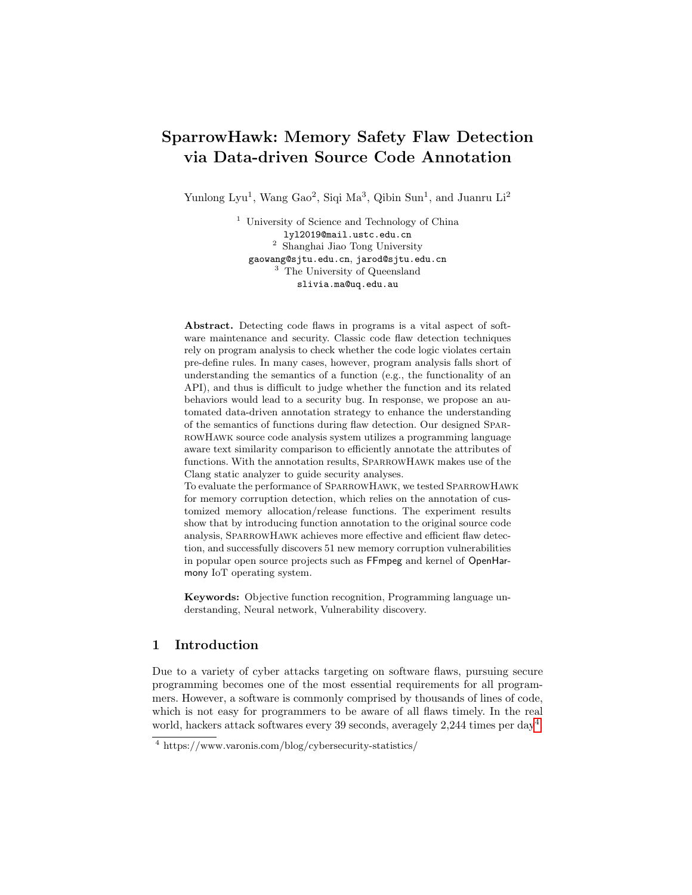# SparrowHawk: Memory Safety Flaw Detection via Data-driven Source Code Annotation

Yunlong Lyu[1], Wang Gao[2], Siqi Ma[3], Qibin Sun[1], and Juanru Li[2]

[1] University of Science and Technology of China
lyl2019@mail.ustc.edu.cn
[2] Shanghai Jiao Tong University
gaowang@sjtu.edu.cn, jarod@sjtu.edu.cn
[3] The University of Queensland
slivia.ma@uq.edu.au

**Abstract.** Detecting code flaws in programs is a vital aspect of software maintenance and security. Classic code flaw detection techniques rely on program analysis to check whether the code logic violates certain pre-define rules. In many cases, however, program analysis falls short of understanding the semantics of a function (e.g., the functionality of an API), and thus is difficult to judge whether the function and its related behaviors would lead to a security bug. In response, we propose an automated data-driven annotation strategy to enhance the understanding of the semantics of functions during flaw detection. Our designed SparrowHawk source code analysis system utilizes a programming language aware text similarity comparison to efficiently annotate the attributes of functions. With the annotation results, SparrowHawk makes use of the Clang static analyzer to guide security analyses.
To evaluate the performance of SparrowHawk, we tested SparrowHawk for memory corruption detection, which relies on the annotation of customized memory allocation/release functions. The experiment results show that by introducing function annotation to the original source code analysis, SparrowHawk achieves more effective and efficient flaw detection, and successfully discovers 51 new memory corruption vulnerabilities in popular open source projects such as FFmpeg and kernel of OpenHarmony IoT operating system.

**Keywords:** Objective function recognition, Programming language understanding, Neural network, Vulnerability discovery.

## 1 Introduction

Due to a variety of cyber attacks targeting on software flaws, pursuing secure programming becomes one of the most essential requirements for all programmers. However, a software is commonly comprised by thousands of lines of code, which is not easy for programmers to be aware of all flaws timely. In the real world, hackers attack softwares every 39 seconds, averagely 2,244 times per day[4]

[4] https://www.varonis.com/blog/cybersecurity-statistics/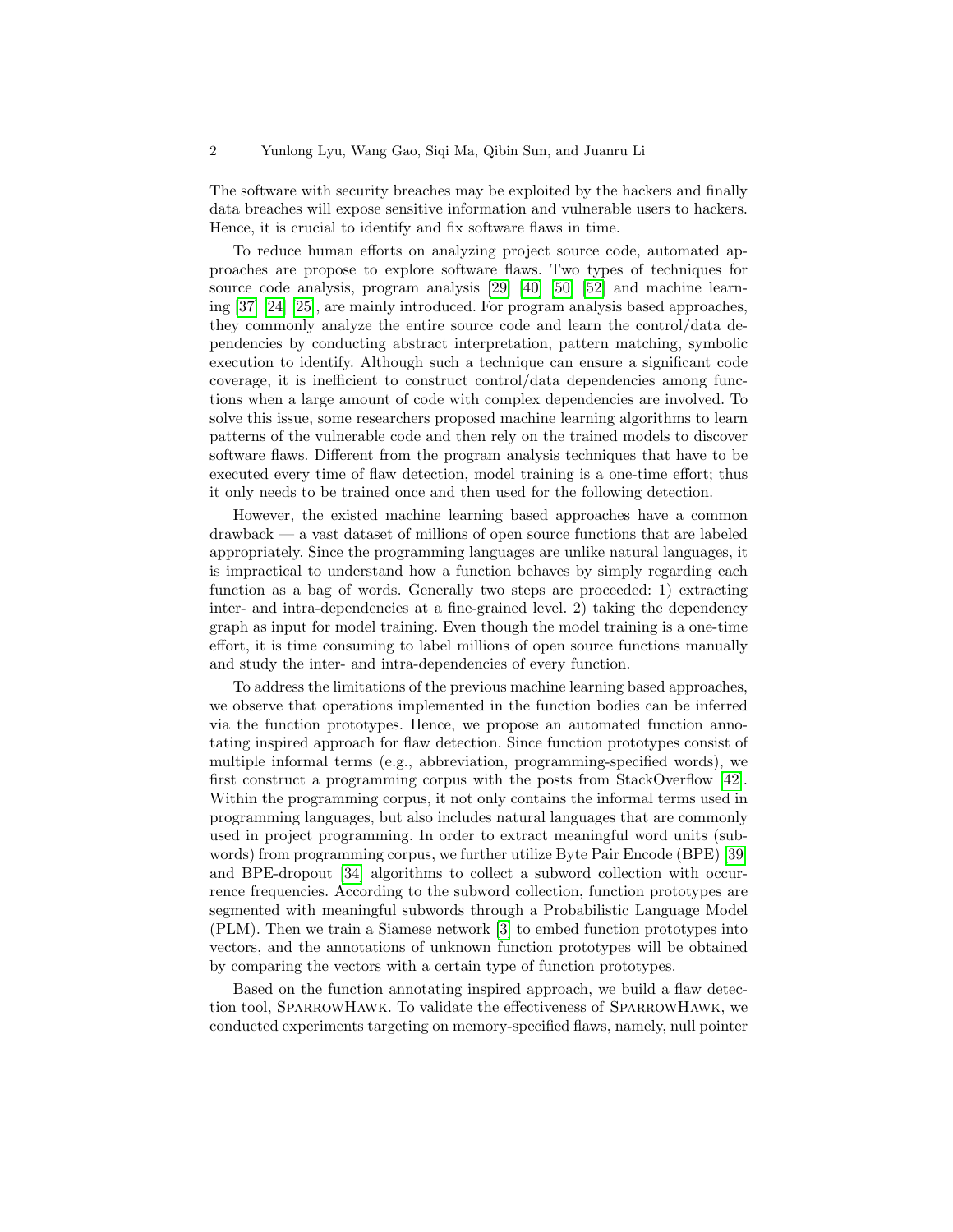The software with security breaches may be exploited by the hackers and finally data breaches will expose sensitive information and vulnerable users to hackers. Hence, it is crucial to identify and fix software flaws in time.

To reduce human efforts on analyzing project source code, automated approaches are propose to explore software flaws. Two types of techniques for source code analysis, program analysis [29] [40] [50] [52] and machine learning [37] [24] [25], are mainly introduced. For program analysis based approaches, they commonly analyze the entire source code and learn the control/data dependencies by conducting abstract interpretation, pattern matching, symbolic execution to identify. Although such a technique can ensure a significant code coverage, it is inefficient to construct control/data dependencies among functions when a large amount of code with complex dependencies are involved. To solve this issue, some researchers proposed machine learning algorithms to learn patterns of the vulnerable code and then rely on the trained models to discover software flaws. Different from the program analysis techniques that have to be executed every time of flaw detection, model training is a one-time effort; thus it only needs to be trained once and then used for the following detection.

However, the existed machine learning based approaches have a common drawback — a vast dataset of millions of open source functions that are labeled appropriately. Since the programming languages are unlike natural languages, it is impractical to understand how a function behaves by simply regarding each function as a bag of words. Generally two steps are proceeded: 1) extracting inter- and intra-dependencies at a fine-grained level. 2) taking the dependency graph as input for model training. Even though the model training is a one-time effort, it is time consuming to label millions of open source functions manually and study the inter- and intra-dependencies of every function.

To address the limitations of the previous machine learning based approaches, we observe that operations implemented in the function bodies can be inferred via the function prototypes. Hence, we propose an automated function annotating inspired approach for flaw detection. Since function prototypes consist of multiple informal terms (e.g., abbreviation, programming-specified words), we first construct a programming corpus with the posts from StackOverflow [42]. Within the programming corpus, it not only contains the informal terms used in programming languages, but also includes natural languages that are commonly used in project programming. In order to extract meaningful word units (subwords) from programming corpus, we further utilize Byte Pair Encode (BPE) [39] and BPE-dropout [34] algorithms to collect a subword collection with occurrence frequencies. According to the subword collection, function prototypes are segmented with meaningful subwords through a Probabilistic Language Model (PLM). Then we train a Siamese network [3] to embed function prototypes into vectors, and the annotations of unknown function prototypes will be obtained by comparing the vectors with a certain type of function prototypes.

Based on the function annotating inspired approach, we build a flaw detection tool, SparrowHawk. To validate the effectiveness of SparrowHawk, we conducted experiments targeting on memory-specified flaws, namely, null pointer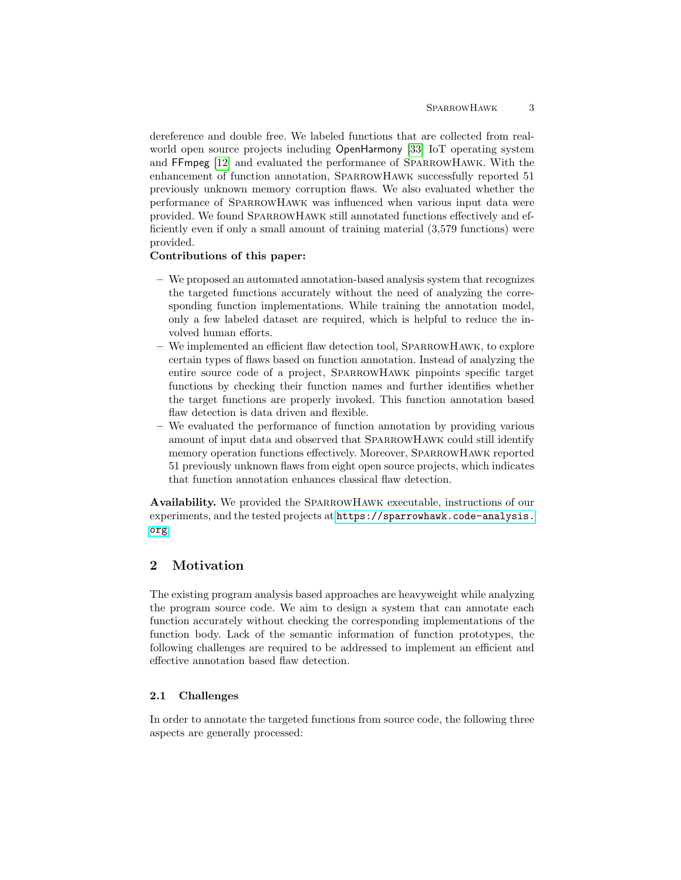dereference and double free. We labeled functions that are collected from real-world open source projects including OpenHarmony [33] IoT operating system and FFmpeg [12] and evaluated the performance of SparrowHawk. With the enhancement of function annotation, SparrowHawk successfully reported 51 previously unknown memory corruption flaws. We also evaluated whether the performance of SparrowHawk was influenced when various input data were provided. We found SparrowHawk still annotated functions effectively and efficiently even if only a small amount of training material (3,579 functions) were provided.

**Contributions of this paper:**

- We proposed an automated annotation-based analysis system that recognizes the targeted functions accurately without the need of analyzing the corresponding function implementations. While training the annotation model, only a few labeled dataset are required, which is helpful to reduce the involved human efforts.
- We implemented an efficient flaw detection tool, SparrowHawk, to explore certain types of flaws based on function annotation. Instead of analyzing the entire source code of a project, SparrowHawk pinpoints specific target functions by checking their function names and further identifies whether the target functions are properly invoked. This function annotation based flaw detection is data driven and flexible.
- We evaluated the performance of function annotation by providing various amount of input data and observed that SparrowHawk could still identify memory operation functions effectively. Moreover, SparrowHawk reported 51 previously unknown flaws from eight open source projects, which indicates that function annotation enhances classical flaw detection.

**Availability.** We provided the SparrowHawk executable, instructions of our experiments, and the tested projects at https://sparrowhawk.code-analysis.org.

## 2 Motivation

The existing program analysis based approaches are heavyweight while analyzing the program source code. We aim to design a system that can annotate each function accurately without checking the corresponding implementations of the function body. Lack of the semantic information of function prototypes, the following challenges are required to be addressed to implement an efficient and effective annotation based flaw detection.

### 2.1 Challenges

In order to annotate the targeted functions from source code, the following three aspects are generally processed: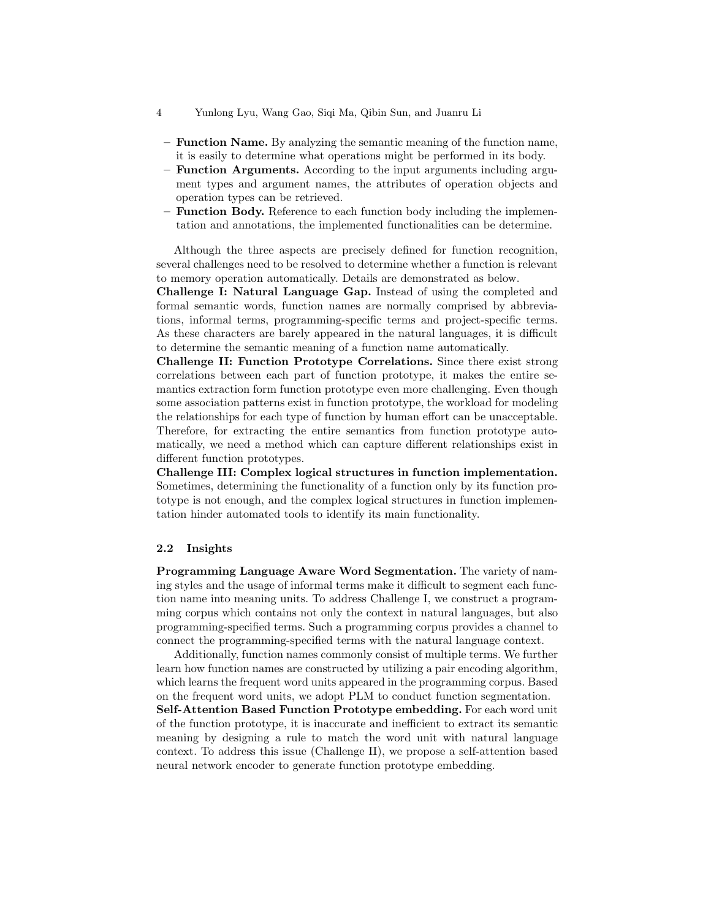- **Function Name.** By analyzing the semantic meaning of the function name, it is easily to determine what operations might be performed in its body.
- **Function Arguments.** According to the input arguments including argument types and argument names, the attributes of operation objects and operation types can be retrieved.
- **Function Body.** Reference to each function body including the implementation and annotations, the implemented functionalities can be determine.

Although the three aspects are precisely defined for function recognition, several challenges need to be resolved to determine whether a function is relevant to memory operation automatically. Details are demonstrated as below.

**Challenge I: Natural Language Gap.** Instead of using the completed and formal semantic words, function names are normally comprised by abbreviations, informal terms, programming-specific terms and project-specific terms. As these characters are barely appeared in the natural languages, it is difficult to determine the semantic meaning of a function name automatically.

**Challenge II: Function Prototype Correlations.** Since there exist strong correlations between each part of function prototype, it makes the entire semantics extraction form function prototype even more challenging. Even though some association patterns exist in function prototype, the workload for modeling the relationships for each type of function by human effort can be unacceptable. Therefore, for extracting the entire semantics from function prototype automatically, we need a method which can capture different relationships exist in different function prototypes.

**Challenge III: Complex logical structures in function implementation.** Sometimes, determining the functionality of a function only by its function prototype is not enough, and the complex logical structures in function implementation hinder automated tools to identify its main functionality.

### 2.2 Insights

**Programming Language Aware Word Segmentation.** The variety of naming styles and the usage of informal terms make it difficult to segment each function name into meaning units. To address Challenge I, we construct a programming corpus which contains not only the context in natural languages, but also programming-specified terms. Such a programming corpus provides a channel to connect the programming-specified terms with the natural language context.

Additionally, function names commonly consist of multiple terms. We further learn how function names are constructed by utilizing a pair encoding algorithm, which learns the frequent word units appeared in the programming corpus. Based on the frequent word units, we adopt PLM to conduct function segmentation.

**Self-Attention Based Function Prototype embedding.** For each word unit of the function prototype, it is inaccurate and inefficient to extract its semantic meaning by designing a rule to match the word unit with natural language context. To address this issue (Challenge II), we propose a self-attention based neural network encoder to generate function prototype embedding.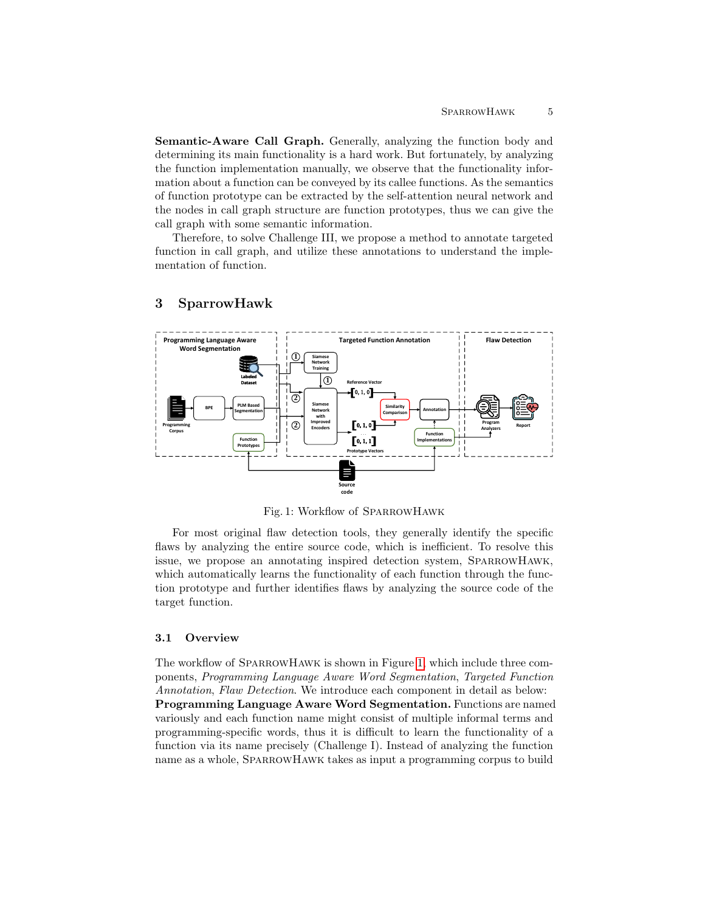**Semantic-Aware Call Graph.** Generally, analyzing the function body and determining its main functionality is a hard work. But fortunately, by analyzing the function implementation manually, we observe that the functionality information about a function can be conveyed by its callee functions. As the semantics of function prototype can be extracted by the self-attention neural network and the nodes in call graph structure are function prototypes, thus we can give the call graph with some semantic information.

Therefore, to solve Challenge III, we propose a method to annotate targeted function in call graph, and utilize these annotations to understand the implementation of function.

## 3 SparrowHawk

Fig. 1: Workflow of SparrowHawk

For most original flaw detection tools, they generally identify the specific flaws by analyzing the entire source code, which is inefficient. To resolve this issue, we propose an annotating inspired detection system, SparrowHawk, which automatically learns the functionality of each function through the function prototype and further identifies flaws by analyzing the source code of the target function.

### 3.1 Overview

The workflow of SparrowHawk is shown in Figure 1, which include three components, *Programming Language Aware Word Segmentation*, *Targeted Function Annotation*, *Flaw Detection*. We introduce each component in detail as below:
**Programming Language Aware Word Segmentation.** Functions are named variously and each function name might consist of multiple informal terms and programming-specific words, thus it is difficult to learn the functionality of a function via its name precisely (Challenge I). Instead of analyzing the function name as a whole, SparrowHawk takes as input a programming corpus to build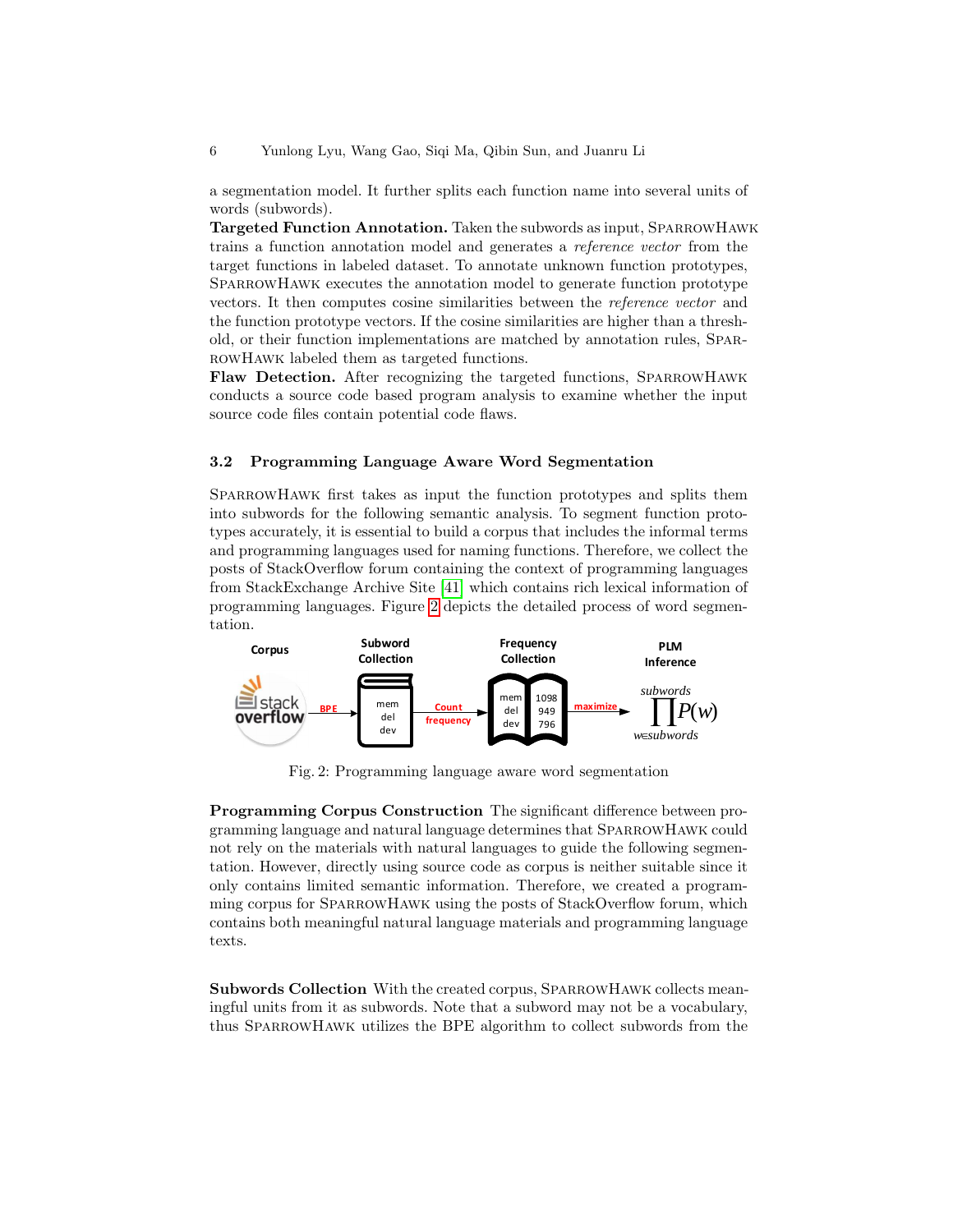a segmentation model. It further splits each function name into several units of words (subwords).

**Targeted Function Annotation.** Taken the subwords as input, SparrowHawk trains a function annotation model and generates a *reference vector* from the target functions in labeled dataset. To annotate unknown function prototypes, SparrowHawk executes the annotation model to generate function prototype vectors. It then computes cosine similarities between the *reference vector* and the function prototype vectors. If the cosine similarities are higher than a threshold, or their function implementations are matched by annotation rules, SparrowHawk labeled them as targeted functions.

**Flaw Detection.** After recognizing the targeted functions, SparrowHawk conducts a source code based program analysis to examine whether the input source code files contain potential code flaws.

### 3.2 Programming Language Aware Word Segmentation

SparrowHawk first takes as input the function prototypes and splits them into subwords for the following semantic analysis. To segment function prototypes accurately, it is essential to build a corpus that includes the informal terms and programming languages used for naming functions. Therefore, we collect the posts of StackOverflow forum containing the context of programming languages from StackExchange Archive Site [41] which contains rich lexical information of programming languages. Figure 2 depicts the detailed process of word segmentation.

Fig. 2: Programming language aware word segmentation

**Programming Corpus Construction** The significant difference between programming language and natural language determines that SparrowHawk could not rely on the materials with natural languages to guide the following segmentation. However, directly using source code as corpus is neither suitable since it only contains limited semantic information. Therefore, we created a programming corpus for SparrowHawk using the posts of StackOverflow forum, which contains both meaningful natural language materials and programming language texts.

**Subwords Collection** With the created corpus, SparrowHawk collects meaningful units from it as subwords. Note that a subword may not be a vocabulary, thus SparrowHawk utilizes the BPE algorithm to collect subwords from the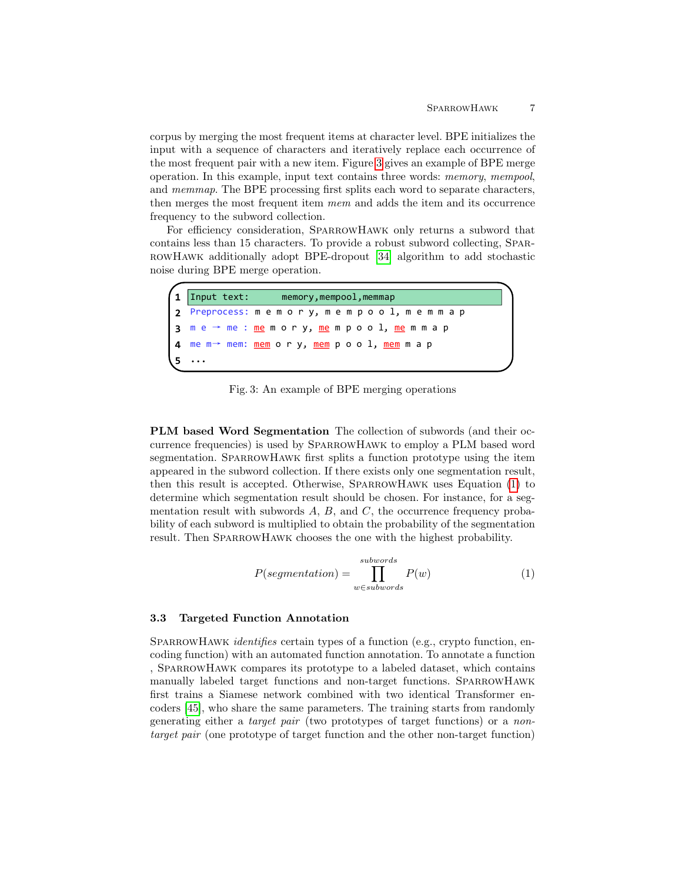corpus by merging the most frequent items at character level. BPE initializes the input with a sequence of characters and iteratively replace each occurrence of the most frequent pair with a new item. Figure 3 gives an example of BPE merge operation. In this example, input text contains three words: *memory*, *mempool*, and *memmap*. The BPE processing first splits each word to separate characters, then merges the most frequent item *mem* and adds the item and its occurrence frequency to the subword collection.

For efficiency consideration, SparrowHawk only returns a subword that contains less than 15 characters. To provide a robust subword collecting, SparrowHawk additionally adopt BPE-dropout [34] algorithm to add stochastic noise during BPE merge operation.

```
1  Input text:       memory,mempool,memmap
2  Preprocess: m e m o r y, m e m p o o l, m e m m a p
3  m e → me : me m o r y, me m p o o l, me m m a p
4  me m→ mem: mem o r y, mem p o o l, mem m a p
5  ...
```

Fig. 3: An example of BPE merging operations

**PLM based Word Segmentation** The collection of subwords (and their occurrence frequencies) is used by SparrowHawk to employ a PLM based word segmentation. SparrowHawk first splits a function prototype using the item appeared in the subword collection. If there exists only one segmentation result, then this result is accepted. Otherwise, SparrowHawk uses Equation (1) to determine which segmentation result should be chosen. For instance, for a segmentation result with subwords $A$, $B$, and $C$, the occurrence frequency probability of each subword is multiplied to obtain the probability of the segmentation result. Then SparrowHawk chooses the one with the highest probability.

$$P(segmentation) = \prod_{w \in subwords}^{subwords} P(w) \tag{1}$$

### 3.3 Targeted Function Annotation

SparrowHawk *identifies* certain types of a function (e.g., crypto function, encoding function) with an automated function annotation. To annotate a function , SparrowHawk compares its prototype to a labeled dataset, which contains manually labeled target functions and non-target functions. SparrowHawk first trains a Siamese network combined with two identical Transformer encoders [45], who share the same parameters. The training starts from randomly generating either a *target pair* (two prototypes of target functions) or a *non-target pair* (one prototype of target function and the other non-target function)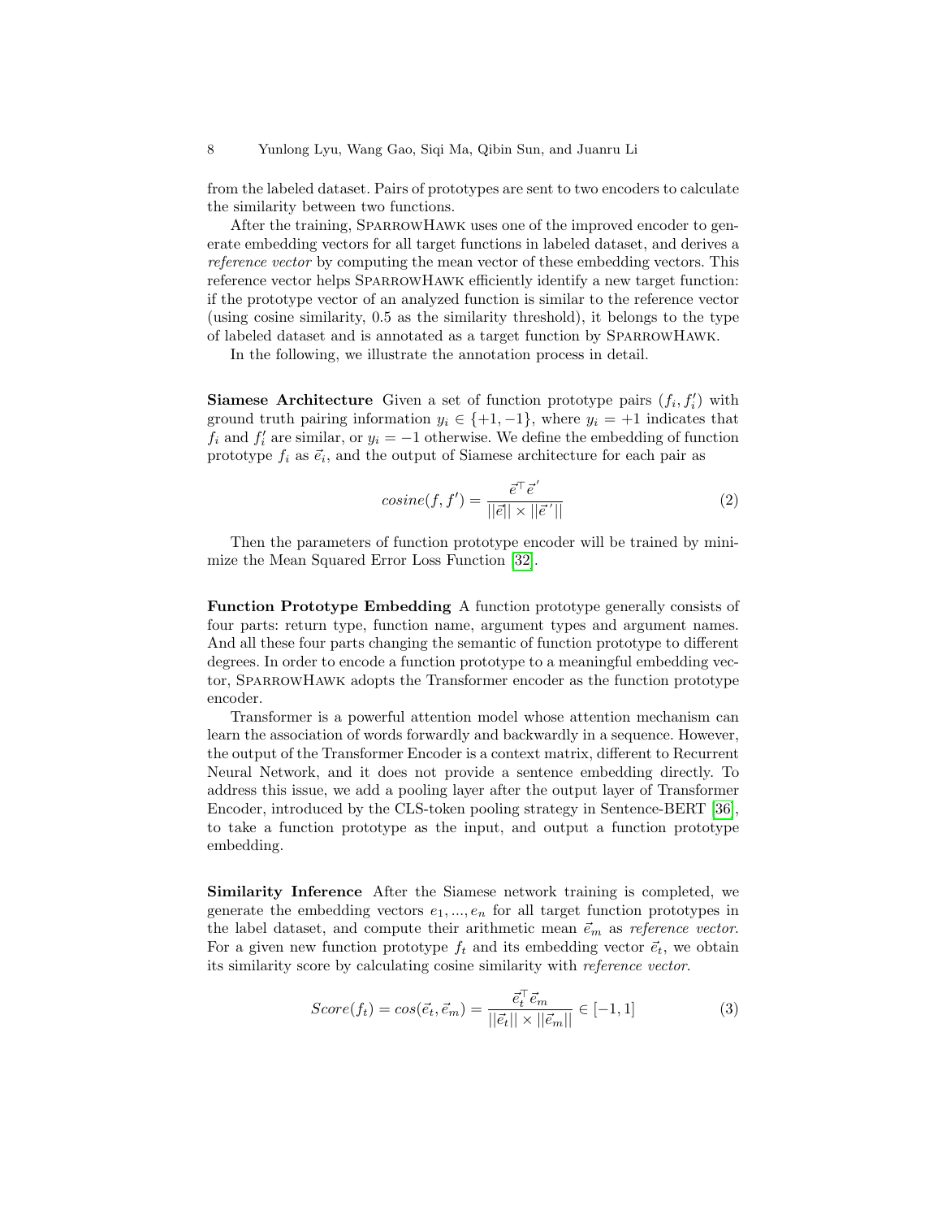from the labeled dataset. Pairs of prototypes are sent to two encoders to calculate the similarity between two functions.

After the training, SparrowHawk uses one of the improved encoder to generate embedding vectors for all target functions in labeled dataset, and derives a *reference vector* by computing the mean vector of these embedding vectors. This reference vector helps SparrowHawk efficiently identify a new target function: if the prototype vector of an analyzed function is similar to the reference vector (using cosine similarity, 0.5 as the similarity threshold), it belongs to the type of labeled dataset and is annotated as a target function by SparrowHawk.

In the following, we illustrate the annotation process in detail.

**Siamese Architecture** Given a set of function prototype pairs $(f_i, f_i')$ with ground truth pairing information $y_i \in \{+1, -1\}$, where $y_i = +1$ indicates that $f_i$ and $f_i'$ are similar, or $y_i = -1$ otherwise. We define the embedding of function prototype $f_i$ as $\vec{e}_i$, and the output of Siamese architecture for each pair as

$$cosine(f, f') = \frac{\vec{e}^{\top}\vec{e}^{\,\prime}}{||\vec{e}|| \times ||\vec{e}^{\,\prime}||} \tag{2}$$

Then the parameters of function prototype encoder will be trained by minimize the Mean Squared Error Loss Function [32].

**Function Prototype Embedding** A function prototype generally consists of four parts: return type, function name, argument types and argument names. And all these four parts changing the semantic of function prototype to different degrees. In order to encode a function prototype to a meaningful embedding vector, SparrowHawk adopts the Transformer encoder as the function prototype encoder.

Transformer is a powerful attention model whose attention mechanism can learn the association of words forwardly and backwardly in a sequence. However, the output of the Transformer Encoder is a context matrix, different to Recurrent Neural Network, and it does not provide a sentence embedding directly. To address this issue, we add a pooling layer after the output layer of Transformer Encoder, introduced by the CLS-token pooling strategy in Sentence-BERT [36], to take a function prototype as the input, and output a function prototype embedding.

**Similarity Inference** After the Siamese network training is completed, we generate the embedding vectors $e_1, ..., e_n$ for all target function prototypes in the label dataset, and compute their arithmetic mean $\vec{e}_m$ as *reference vector*. For a given new function prototype $f_t$ and its embedding vector $\vec{e}_t$, we obtain its similarity score by calculating cosine similarity with *reference vector*.

$$Score(f_t) = cos(\vec{e}_t, \vec{e}_m) = \frac{\vec{e}_t^{\top}\vec{e}_m}{||\vec{e}_t|| \times ||\vec{e}_m||} \in [-1, 1] \tag{3}$$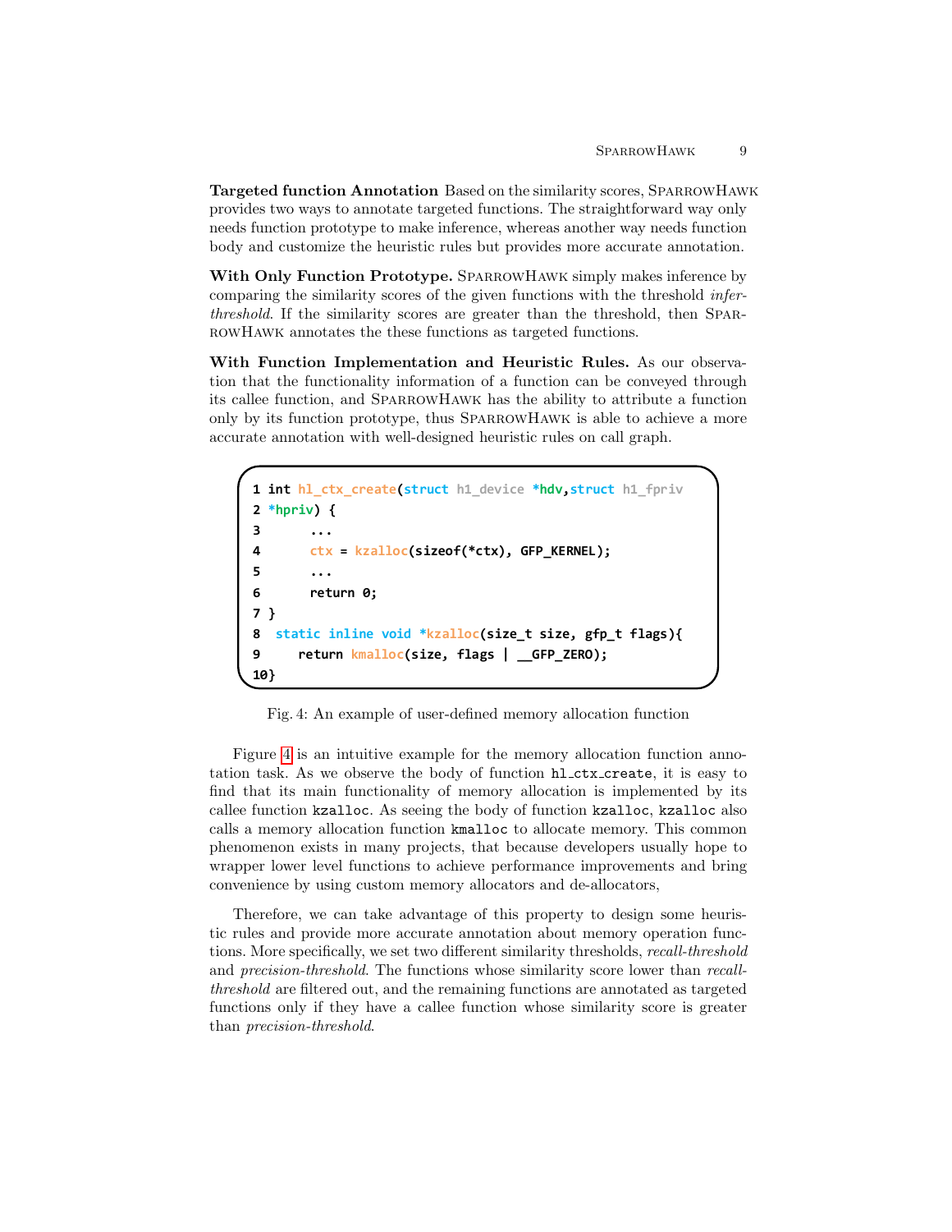**Targeted function Annotation** Based on the similarity scores, SparrowHawk provides two ways to annotate targeted functions. The straightforward way only needs function prototype to make inference, whereas another way needs function body and customize the heuristic rules but provides more accurate annotation.

**With Only Function Prototype.** SparrowHawk simply makes inference by comparing the similarity scores of the given functions with the threshold *infer-threshold*. If the similarity scores are greater than the threshold, then SparrowHawk annotates the these functions as targeted functions.

**With Function Implementation and Heuristic Rules.** As our observation that the functionality information of a function can be conveyed through its callee function, and SparrowHawk has the ability to attribute a function only by its function prototype, thus SparrowHawk is able to achieve a more accurate annotation with well-designed heuristic rules on call graph.

```
1 int hl_ctx_create(struct hl_device *hdv,struct hl_fpriv
2 *hpriv) {
3      ...
4      ctx = kzalloc(sizeof(*ctx), GFP_KERNEL);
5      ...
6      return 0;
7 }
8  static inline void *kzalloc(size_t size, gfp_t flags){
9     return kmalloc(size, flags | __GFP_ZERO);
10}
```

Fig. 4: An example of user-defined memory allocation function

Figure 4 is an intuitive example for the memory allocation function annotation task. As we observe the body of function `hl_ctx_create`, it is easy to find that its main functionality of memory allocation is implemented by its callee function `kzalloc`. As seeing the body of function `kzalloc`, `kzalloc` also calls a memory allocation function `kmalloc` to allocate memory. This common phenomenon exists in many projects, that because developers usually hope to wrapper lower level functions to achieve performance improvements and bring convenience by using custom memory allocators and de-allocators,

Therefore, we can take advantage of this property to design some heuristic rules and provide more accurate annotation about memory operation functions. More specifically, we set two different similarity thresholds, *recall-threshold* and *precision-threshold*. The functions whose similarity score lower than *recall-threshold* are filtered out, and the remaining functions are annotated as targeted functions only if they have a callee function whose similarity score is greater than *precision-threshold*.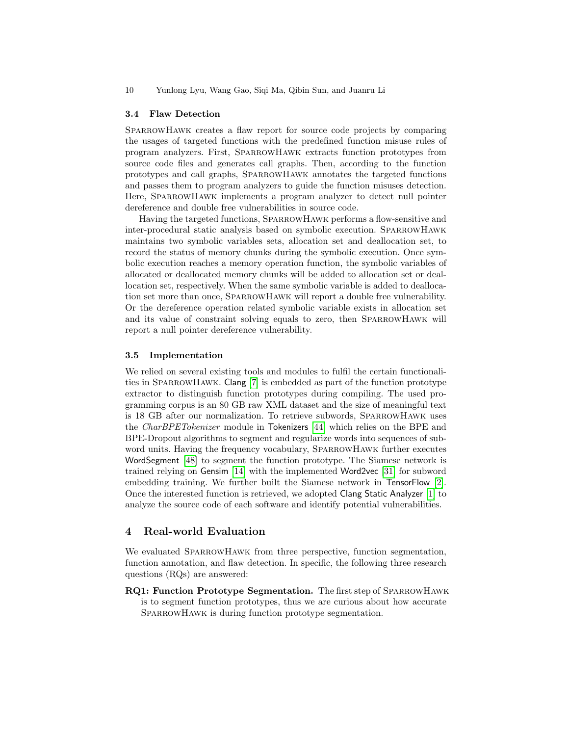### 3.4 Flaw Detection

SparrowHawk creates a flaw report for source code projects by comparing the usages of targeted functions with the predefined function misuse rules of program analyzers. First, SparrowHawk extracts function prototypes from source code files and generates call graphs. Then, according to the function prototypes and call graphs, SparrowHawk annotates the targeted functions and passes them to program analyzers to guide the function misuses detection. Here, SparrowHawk implements a program analyzer to detect null pointer dereference and double free vulnerabilities in source code.

Having the targeted functions, SparrowHawk performs a flow-sensitive and inter-procedural static analysis based on symbolic execution. SparrowHawk maintains two symbolic variables sets, allocation set and deallocation set, to record the status of memory chunks during the symbolic execution. Once symbolic execution reaches a memory operation function, the symbolic variables of allocated or deallocated memory chunks will be added to allocation set or deallocation set, respectively. When the same symbolic variable is added to deallocation set more than once, SparrowHawk will report a double free vulnerability. Or the dereference operation related symbolic variable exists in allocation set and its value of constraint solving equals to zero, then SparrowHawk will report a null pointer dereference vulnerability.

### 3.5 Implementation

We relied on several existing tools and modules to fulfil the certain functionalities in SparrowHawk. Clang [7] is embedded as part of the function prototype extractor to distinguish function prototypes during compiling. The used programming corpus is an 80 GB raw XML dataset and the size of meaningful text is 18 GB after our normalization. To retrieve subwords, SparrowHawk uses the *CharBPETokenizer* module in Tokenizers [44] which relies on the BPE and BPE-Dropout algorithms to segment and regularize words into sequences of subword units. Having the frequency vocabulary, SparrowHawk further executes WordSegment [48] to segment the function prototype. The Siamese network is trained relying on Gensim [14] with the implemented Word2vec [31] for subword embedding training. We further built the Siamese network in TensorFlow [2]. Once the interested function is retrieved, we adopted Clang Static Analyzer [1] to analyze the source code of each software and identify potential vulnerabilities.

## 4 Real-world Evaluation

We evaluated SparrowHawk from three perspective, function segmentation, function annotation, and flaw detection. In specific, the following three research questions (RQs) are answered:

**RQ1: Function Prototype Segmentation.** The first step of SparrowHawk is to segment function prototypes, thus we are curious about how accurate SparrowHawk is during function prototype segmentation.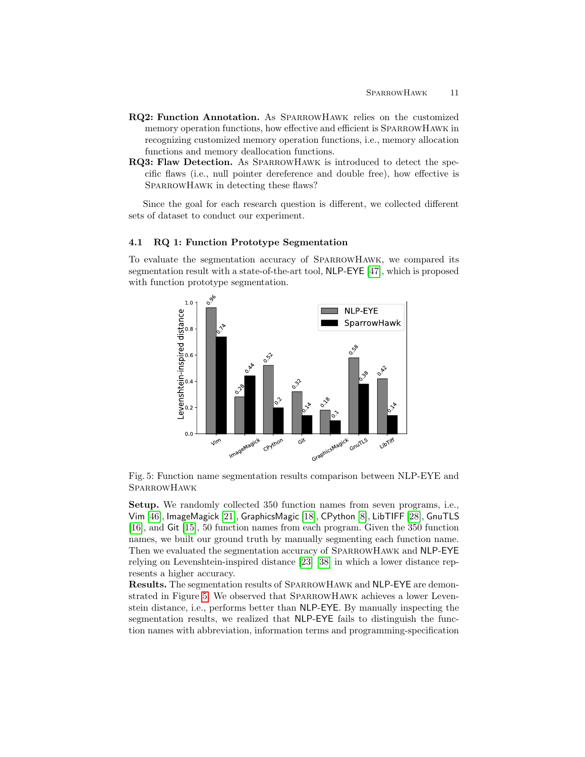**RQ2: Function Annotation.** As SparrowHawk relies on the customized memory operation functions, how effective and efficient is SparrowHawk in recognizing customized memory operation functions, i.e., memory allocation functions and memory deallocation functions.

**RQ3: Flaw Detection.** As SparrowHawk is introduced to detect the specific flaws (i.e., null pointer dereference and double free), how effective is SparrowHawk in detecting these flaws?

Since the goal for each research question is different, we collected different sets of dataset to conduct our experiment.

### 4.1 RQ 1: Function Prototype Segmentation

To evaluate the segmentation accuracy of SparrowHawk, we compared its segmentation result with a state-of-the-art tool, NLP-EYE [47], which is proposed with function prototype segmentation.

Fig. 5: Function name segmentation results comparison between NLP-EYE and SparrowHawk

**Setup.** We randomly collected 350 function names from seven programs, i.e., Vim [46], ImageMagick [21], GraphicsMagic [18], CPython [8], LibTIFF [28], GnuTLS [16], and Git [15], 50 function names from each program. Given the 350 function names, we built our ground truth by manually segmenting each function name. Then we evaluated the segmentation accuracy of SparrowHawk and NLP-EYE relying on Levenshtein-inspired distance [23, 38] in which a lower distance represents a higher accuracy.

**Results.** The segmentation results of SparrowHawk and NLP-EYE are demonstrated in Figure 5. We observed that SparrowHawk achieves a lower Levenstein distance, i.e., performs better than NLP-EYE. By manually inspecting the segmentation results, we realized that NLP-EYE fails to distinguish the function names with abbreviation, information terms and programming-specification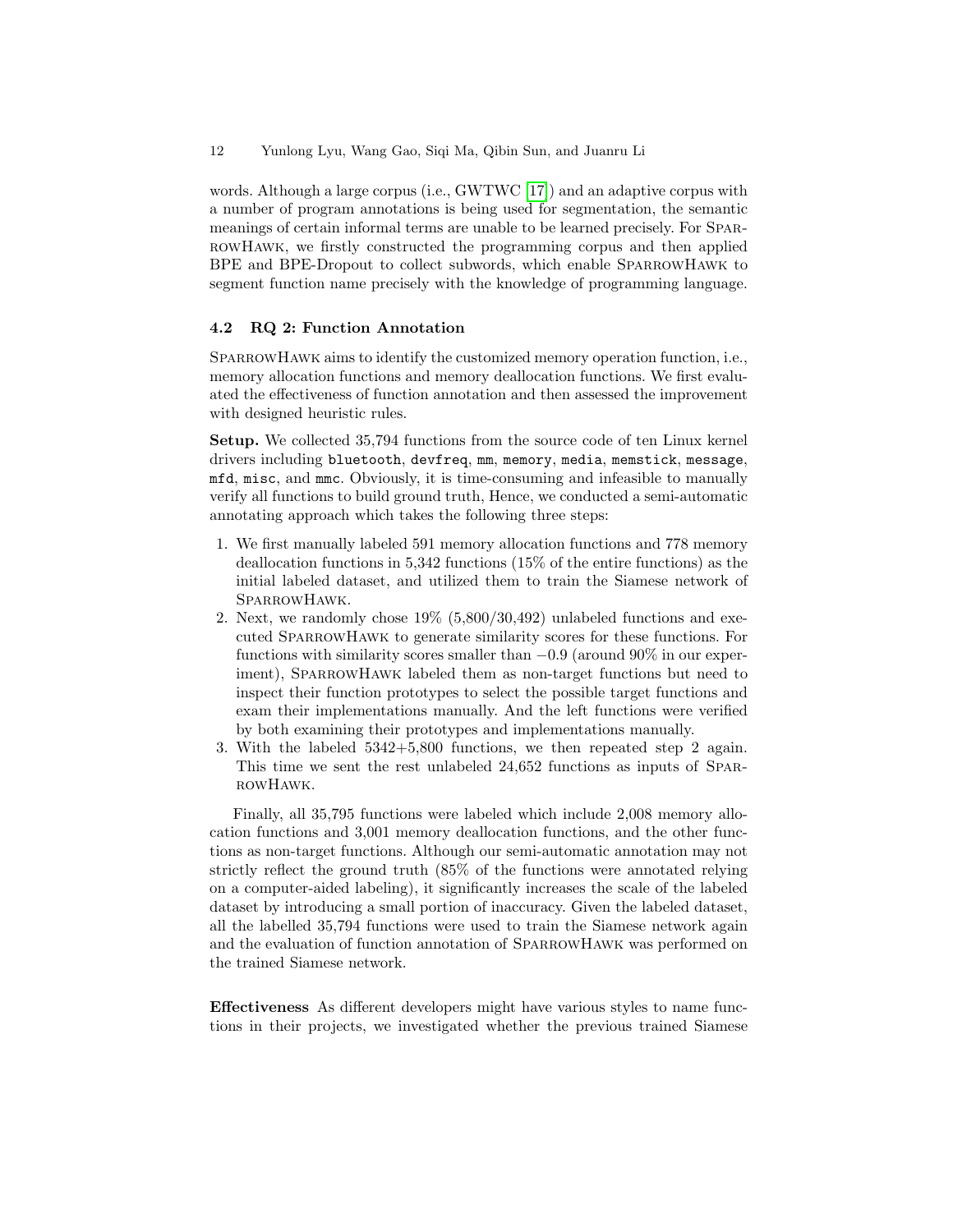words. Although a large corpus (i.e., GWTWC [17]) and an adaptive corpus with a number of program annotations is being used for segmentation, the semantic meanings of certain informal terms are unable to be learned precisely. For SparrowHawk, we firstly constructed the programming corpus and then applied BPE and BPE-Dropout to collect subwords, which enable SparrowHawk to segment function name precisely with the knowledge of programming language.

### 4.2 RQ 2: Function Annotation

SparrowHawk aims to identify the customized memory operation function, i.e., memory allocation functions and memory deallocation functions. We first evaluated the effectiveness of function annotation and then assessed the improvement with designed heuristic rules.

**Setup.** We collected 35,794 functions from the source code of ten Linux kernel drivers including `bluetooth`, `devfreq`, `mm`, `memory`, `media`, `memstick`, `message`, `mfd`, `misc`, and `mmc`. Obviously, it is time-consuming and infeasible to manually verify all functions to build ground truth, Hence, we conducted a semi-automatic annotating approach which takes the following three steps:

1. We first manually labeled 591 memory allocation functions and 778 memory deallocation functions in 5,342 functions (15% of the entire functions) as the initial labeled dataset, and utilized them to train the Siamese network of SparrowHawk.
2. Next, we randomly chose 19% (5,800/30,492) unlabeled functions and executed SparrowHawk to generate similarity scores for these functions. For functions with similarity scores smaller than $-0.9$ (around 90% in our experiment), SparrowHawk labeled them as non-target functions but need to inspect their function prototypes to select the possible target functions and exam their implementations manually. And the left functions were verified by both examining their prototypes and implementations manually.
3. With the labeled 5342+5,800 functions, we then repeated step 2 again. This time we sent the rest unlabeled 24,652 functions as inputs of SparrowHawk.

Finally, all 35,795 functions were labeled which include 2,008 memory allocation functions and 3,001 memory deallocation functions, and the other functions as non-target functions. Although our semi-automatic annotation may not strictly reflect the ground truth (85% of the functions were annotated relying on a computer-aided labeling), it significantly increases the scale of the labeled dataset by introducing a small portion of inaccuracy. Given the labeled dataset, all the labelled 35,794 functions were used to train the Siamese network again and the evaluation of function annotation of SparrowHawk was performed on the trained Siamese network.

**Effectiveness** As different developers might have various styles to name functions in their projects, we investigated whether the previous trained Siamese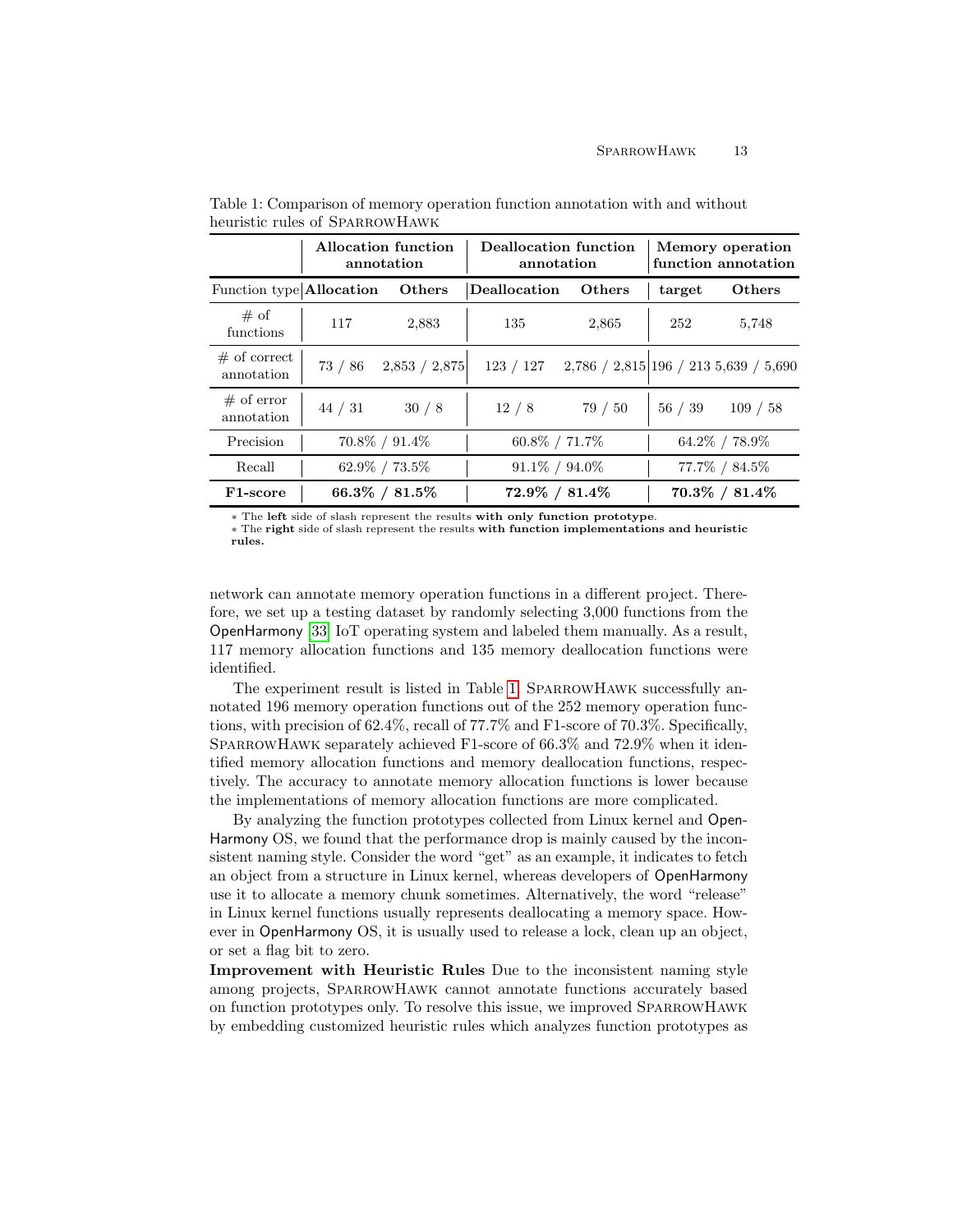Table 1: Comparison of memory operation function annotation with and without heuristic rules of SparrowHawk

| | **Allocation function annotation** | | **Deallocation function annotation** | | **Memory operation function annotation** | |
|---|---|---|---|---|---|---|
| Function type | **Allocation** | **Others** | **Deallocation** | **Others** | **target** | **Others** |
| # of functions | 117 | 2,883 | 135 | 2,865 | 252 | 5,748 |
| # of correct annotation | 73 / 86 | 2,853 / 2,875 | 123 / 127 | 2,786 / 2,815 | 196 / 213 | 5,639 / 5,690 |
| # of error annotation | 44 / 31 | 30 / 8 | 12 / 8 | 79 / 50 | 56 / 39 | 109 / 58 |
| Precision | 70.8% / 91.4% | | 60.8% / 71.7% | | 64.2% / 78.9% | |
| Recall | 62.9% / 73.5% | | 91.1% / 94.0% | | 77.7% / 84.5% | |
| **F1-score** | **66.3% / 81.5%** | | **72.9% / 81.4%** | | **70.3% / 81.4%** | |

∗ The **left** side of slash represent the results **with only function prototype**.
∗ The **right** side of slash represent the results **with function implementations and heuristic rules.**

network can annotate memory operation functions in a different project. Therefore, we set up a testing dataset by randomly selecting 3,000 functions from the OpenHarmony [33] IoT operating system and labeled them manually. As a result, 117 memory allocation functions and 135 memory deallocation functions were identified.

The experiment result is listed in Table 1. SparrowHawk successfully annotated 196 memory operation functions out of the 252 memory operation functions, with precision of 62.4%, recall of 77.7% and F1-score of 70.3%. Specifically, SparrowHawk separately achieved F1-score of 66.3% and 72.9% when it identified memory allocation functions and memory deallocation functions, respectively. The accuracy to annotate memory allocation functions is lower because the implementations of memory allocation functions are more complicated.

By analyzing the function prototypes collected from Linux kernel and OpenHarmony OS, we found that the performance drop is mainly caused by the inconsistent naming style. Consider the word "get" as an example, it indicates to fetch an object from a structure in Linux kernel, whereas developers of OpenHarmony use it to allocate a memory chunk sometimes. Alternatively, the word "release" in Linux kernel functions usually represents deallocating a memory space. However in OpenHarmony OS, it is usually used to release a lock, clean up an object, or set a flag bit to zero.

**Improvement with Heuristic Rules** Due to the inconsistent naming style among projects, SparrowHawk cannot annotate functions accurately based on function prototypes only. To resolve this issue, we improved SparrowHawk by embedding customized heuristic rules which analyzes function prototypes as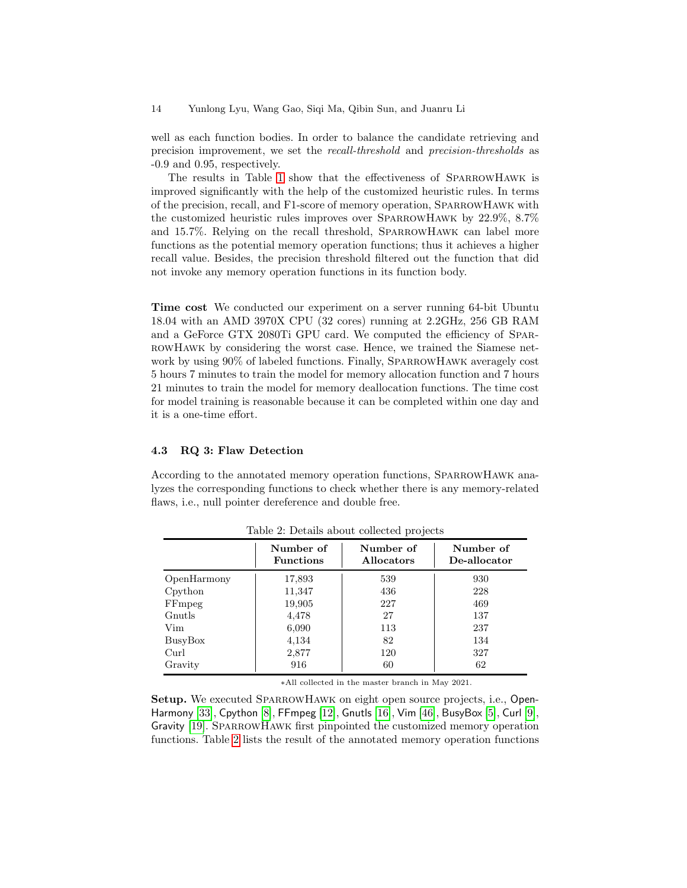well as each function bodies. In order to balance the candidate retrieving and precision improvement, we set the *recall-threshold* and *precision-thresholds* as -0.9 and 0.95, respectively.

The results in Table 1 show that the effectiveness of SparrowHawk is improved significantly with the help of the customized heuristic rules. In terms of the precision, recall, and F1-score of memory operation, SparrowHawk with the customized heuristic rules improves over SparrowHawk by 22.9%, 8.7% and 15.7%. Relying on the recall threshold, SparrowHawk can label more functions as the potential memory operation functions; thus it achieves a higher recall value. Besides, the precision threshold filtered out the function that did not invoke any memory operation functions in its function body.

**Time cost** We conducted our experiment on a server running 64-bit Ubuntu 18.04 with an AMD 3970X CPU (32 cores) running at 2.2GHz, 256 GB RAM and a GeForce GTX 2080Ti GPU card. We computed the efficiency of SparrowHawk by considering the worst case. Hence, we trained the Siamese network by using 90% of labeled functions. Finally, SparrowHawk averagely cost 5 hours 7 minutes to train the model for memory allocation function and 7 hours 21 minutes to train the model for memory deallocation functions. The time cost for model training is reasonable because it can be completed within one day and it is a one-time effort.

### 4.3 RQ 3: Flaw Detection

According to the annotated memory operation functions, SparrowHawk analyzes the corresponding functions to check whether there is any memory-related flaws, i.e., null pointer dereference and double free.

Table 2: Details about collected projects

| | Number of Functions | Number of Allocators | Number of De-allocator |
|---|---|---|---|
| OpenHarmony | 17,893 | 539 | 930 |
| Cpython | 11,347 | 436 | 228 |
| FFmpeg | 19,905 | 227 | 469 |
| Gnutls | 4,478 | 27 | 137 |
| Vim | 6,090 | 113 | 237 |
| BusyBox | 4,134 | 82 | 134 |
| Curl | 2,877 | 120 | 327 |
| Gravity | 916 | 60 | 62 |

*All collected in the master branch in May 2021.

**Setup.** We executed SparrowHawk on eight open source projects, i.e., OpenHarmony [33], Cpython [8], FFmpeg [12], Gnutls [16], Vim [46], BusyBox [5], Curl [9], Gravity [19]. SparrowHawk first pinpointed the customized memory operation functions. Table 2 lists the result of the annotated memory operation functions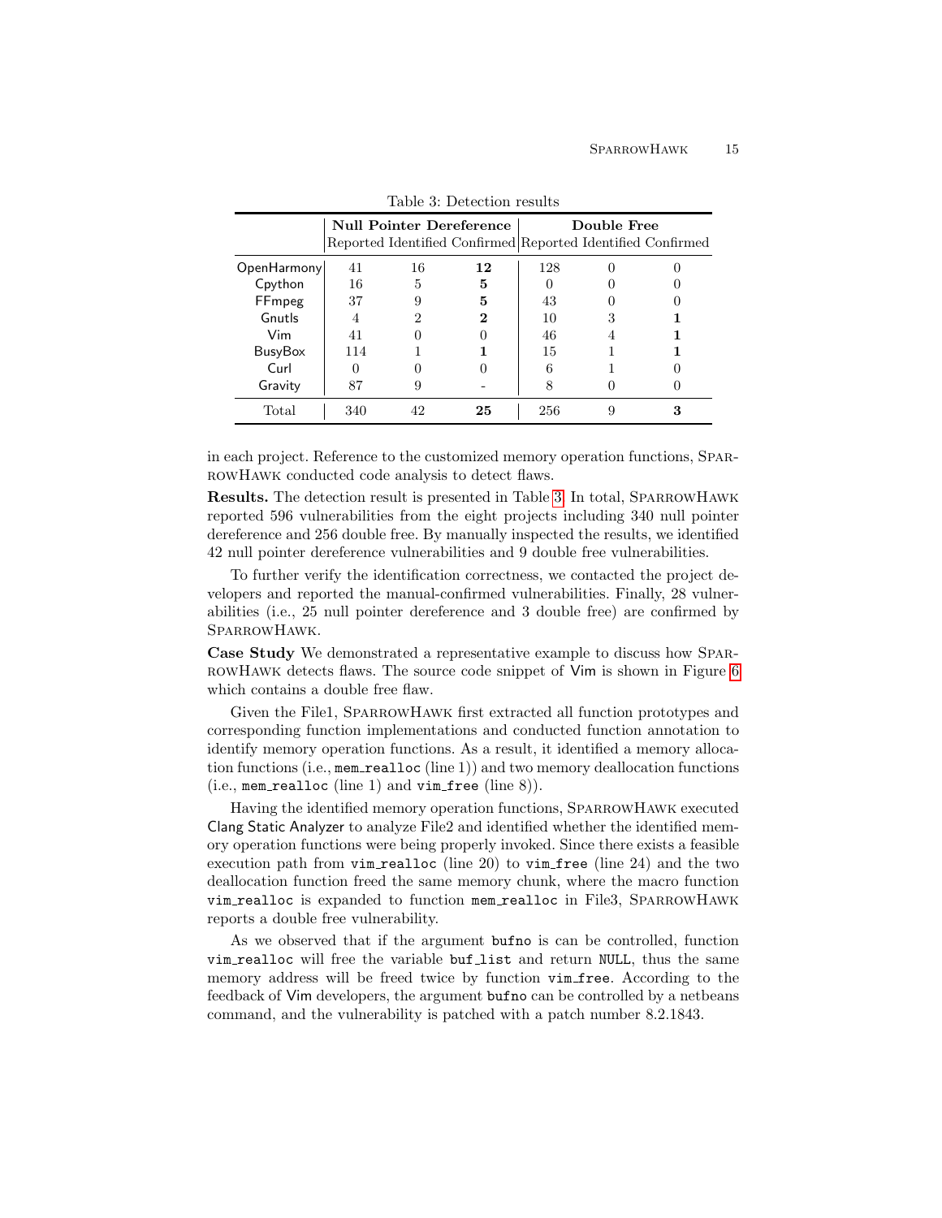Table 3: Detection results

| | Null Pointer Dereference | | | Double Free | | |
|---|---|---|---|---|---|---|
| | Reported | Identified | Confirmed | Reported | Identified | Confirmed |
| OpenHarmony | 41 | 16 | **12** | 128 | 0 | 0 |
| Cpython | 16 | 5 | **5** | 0 | 0 | 0 |
| FFmpeg | 37 | 9 | **5** | 43 | 0 | 0 |
| Gnutls | 4 | 2 | **2** | 10 | 3 | **1** |
| Vim | 41 | 0 | 0 | 46 | 4 | **1** |
| BusyBox | 114 | 1 | **1** | 15 | 1 | **1** |
| Curl | 0 | 0 | 0 | 6 | 1 | 0 |
| Gravity | 87 | 9 | - | 8 | 0 | 0 |
| Total | 340 | 42 | **25** | 256 | 9 | **3** |

in each project. Reference to the customized memory operation functions, SparrowHawk conducted code analysis to detect flaws.

**Results.** The detection result is presented in Table 3. In total, SparrowHawk reported 596 vulnerabilities from the eight projects including 340 null pointer dereference and 256 double free. By manually inspected the results, we identified 42 null pointer dereference vulnerabilities and 9 double free vulnerabilities.

To further verify the identification correctness, we contacted the project developers and reported the manual-confirmed vulnerabilities. Finally, 28 vulnerabilities (i.e., 25 null pointer dereference and 3 double free) are confirmed by SparrowHawk.

**Case Study** We demonstrated a representative example to discuss how SparrowHawk detects flaws. The source code snippet of Vim is shown in Figure 6 which contains a double free flaw.

Given the File1, SparrowHawk first extracted all function prototypes and corresponding function implementations and conducted function annotation to identify memory operation functions. As a result, it identified a memory allocation functions (i.e., `mem_realloc` (line 1)) and two memory deallocation functions (i.e., `mem_realloc` (line 1) and `vim_free` (line 8)).

Having the identified memory operation functions, SparrowHawk executed Clang Static Analyzer to analyze File2 and identified whether the identified memory operation functions were being properly invoked. Since there exists a feasible execution path from `vim_realloc` (line 20) to `vim_free` (line 24) and the two deallocation function freed the same memory chunk, where the macro function `vim_realloc` is expanded to function `mem_realloc` in File3, SparrowHawk reports a double free vulnerability.

As we observed that if the argument `bufno` is can be controlled, function `vim_realloc` will free the variable `buf_list` and return `NULL`, thus the same memory address will be freed twice by function `vim_free`. According to the feedback of Vim developers, the argument `bufno` can be controlled by a netbeans command, and the vulnerability is patched with a patch number 8.2.1843.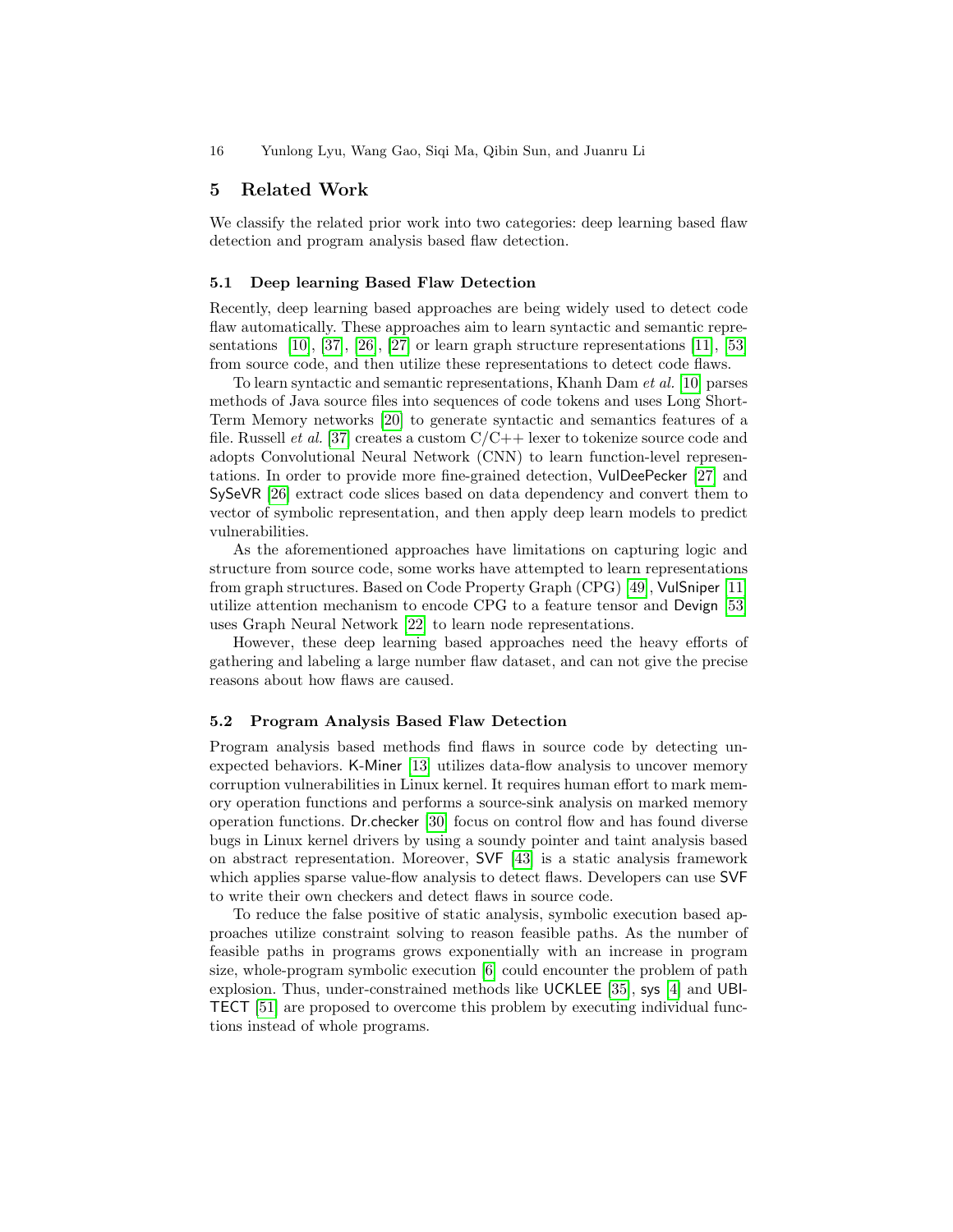## 5 Related Work

We classify the related prior work into two categories: deep learning based flaw detection and program analysis based flaw detection.

### 5.1 Deep learning Based Flaw Detection

Recently, deep learning based approaches are being widely used to detect code flaw automatically. These approaches aim to learn syntactic and semantic representations [10], [37], [26], [27] or learn graph structure representations [11], [53] from source code, and then utilize these representations to detect code flaws.

To learn syntactic and semantic representations, Khanh Dam *et al.* [10] parses methods of Java source files into sequences of code tokens and uses Long Short-Term Memory networks [20] to generate syntactic and semantics features of a file. Russell *et al.* [37] creates a custom C/C++ lexer to tokenize source code and adopts Convolutional Neural Network (CNN) to learn function-level representations. In order to provide more fine-grained detection, VulDeePecker [27] and SySeVR [26] extract code slices based on data dependency and convert them to vector of symbolic representation, and then apply deep learn models to predict vulnerabilities.

As the aforementioned approaches have limitations on capturing logic and structure from source code, some works have attempted to learn representations from graph structures. Based on Code Property Graph (CPG) [49], VulSniper [11] utilize attention mechanism to encode CPG to a feature tensor and Devign [53] uses Graph Neural Network [22] to learn node representations.

However, these deep learning based approaches need the heavy efforts of gathering and labeling a large number flaw dataset, and can not give the precise reasons about how flaws are caused.

### 5.2 Program Analysis Based Flaw Detection

Program analysis based methods find flaws in source code by detecting unexpected behaviors. K-Miner [13] utilizes data-flow analysis to uncover memory corruption vulnerabilities in Linux kernel. It requires human effort to mark memory operation functions and performs a source-sink analysis on marked memory operation functions. Dr.checker [30] focus on control flow and has found diverse bugs in Linux kernel drivers by using a soundy pointer and taint analysis based on abstract representation. Moreover, SVF [43] is a static analysis framework which applies sparse value-flow analysis to detect flaws. Developers can use SVF to write their own checkers and detect flaws in source code.

To reduce the false positive of static analysis, symbolic execution based approaches utilize constraint solving to reason feasible paths. As the number of feasible paths in programs grows exponentially with an increase in program size, whole-program symbolic execution [6] could encounter the problem of path explosion. Thus, under-constrained methods like UCKLEE [35], sys [4] and UBITECT [51] are proposed to overcome this problem by executing individual functions instead of whole programs.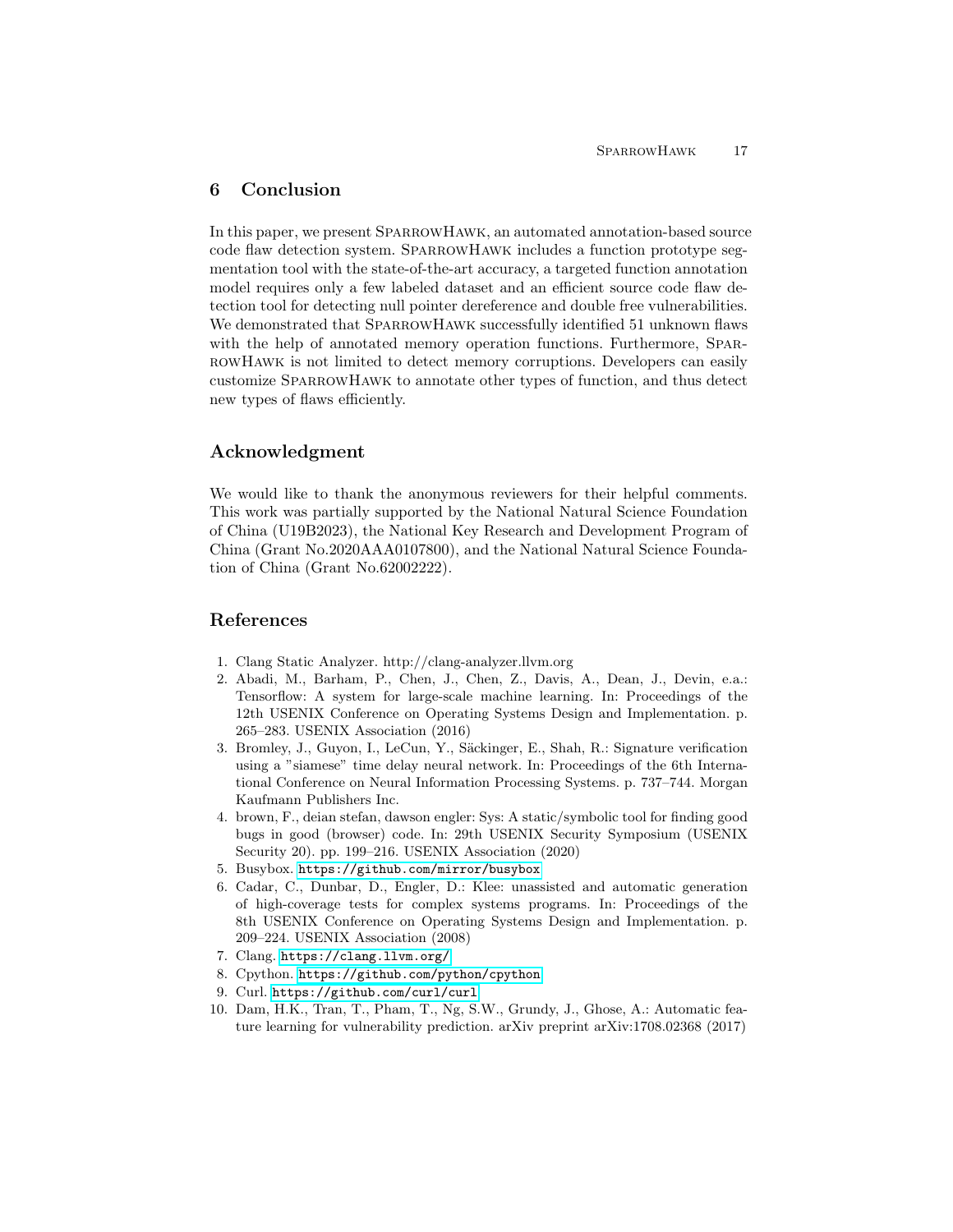## 6 Conclusion

In this paper, we present SparrowHawk, an automated annotation-based source code flaw detection system. SparrowHawk includes a function prototype segmentation tool with the state-of-the-art accuracy, a targeted function annotation model requires only a few labeled dataset and an efficient source code flaw detection tool for detecting null pointer dereference and double free vulnerabilities. We demonstrated that SparrowHawk successfully identified 51 unknown flaws with the help of annotated memory operation functions. Furthermore, SparrowHawk is not limited to detect memory corruptions. Developers can easily customize SparrowHawk to annotate other types of function, and thus detect new types of flaws efficiently.

## Acknowledgment

We would like to thank the anonymous reviewers for their helpful comments. This work was partially supported by the National Natural Science Foundation of China (U19B2023), the National Key Research and Development Program of China (Grant No.2020AAA0107800), and the National Natural Science Foundation of China (Grant No.62002222).

## References

1. Clang Static Analyzer. http://clang-analyzer.llvm.org
2. Abadi, M., Barham, P., Chen, J., Chen, Z., Davis, A., Dean, J., Devin, e.a.: Tensorflow: A system for large-scale machine learning. In: Proceedings of the 12th USENIX Conference on Operating Systems Design and Implementation. p. 265–283. USENIX Association (2016)
3. Bromley, J., Guyon, I., LeCun, Y., Säckinger, E., Shah, R.: Signature verification using a "siamese" time delay neural network. In: Proceedings of the 6th International Conference on Neural Information Processing Systems. p. 737–744. Morgan Kaufmann Publishers Inc.
4. brown, F., deian stefan, dawson engler: Sys: A static/symbolic tool for finding good bugs in good (browser) code. In: 29th USENIX Security Symposium (USENIX Security 20). pp. 199–216. USENIX Association (2020)
5. Busybox. https://github.com/mirror/busybox
6. Cadar, C., Dunbar, D., Engler, D.: Klee: unassisted and automatic generation of high-coverage tests for complex systems programs. In: Proceedings of the 8th USENIX Conference on Operating Systems Design and Implementation. p. 209–224. USENIX Association (2008)
7. Clang. https://clang.llvm.org/
8. Cpython. https://github.com/python/cpython
9. Curl. https://github.com/curl/curl
10. Dam, H.K., Tran, T., Pham, T., Ng, S.W., Grundy, J., Ghose, A.: Automatic feature learning for vulnerability prediction. arXiv preprint arXiv:1708.02368 (2017)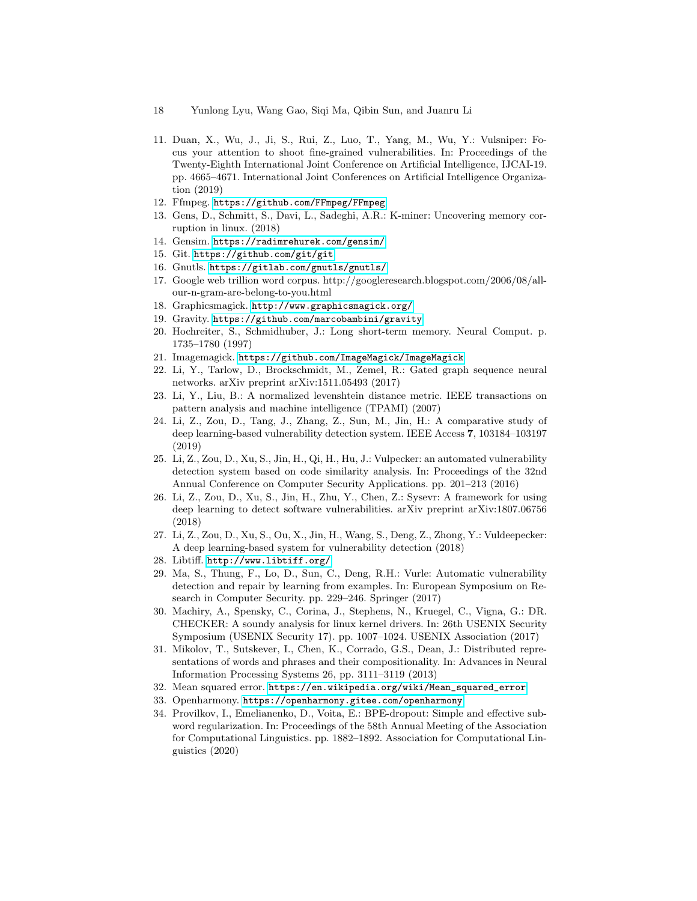11. Duan, X., Wu, J., Ji, S., Rui, Z., Luo, T., Yang, M., Wu, Y.: Vulsniper: Focus your attention to shoot fine-grained vulnerabilities. In: Proceedings of the Twenty-Eighth International Joint Conference on Artificial Intelligence, IJCAI-19. pp. 4665–4671. International Joint Conferences on Artificial Intelligence Organization (2019)
12. Ffmpeg. https://github.com/FFmpeg/FFmpeg
13. Gens, D., Schmitt, S., Davi, L., Sadeghi, A.R.: K-miner: Uncovering memory corruption in linux. (2018)
14. Gensim. https://radimrehurek.com/gensim/
15. Git. https://github.com/git/git
16. Gnutls. https://gitlab.com/gnutls/gnutls/
17. Google web trillion word corpus. http://googleresearch.blogspot.com/2006/08/all-our-n-gram-are-belong-to-you.html
18. Graphicsmagick. http://www.graphicsmagick.org/
19. Gravity. https://github.com/marcobambini/gravity
20. Hochreiter, S., Schmidhuber, J.: Long short-term memory. Neural Comput. p. 1735–1780 (1997)
21. Imagemagick. https://github.com/ImageMagick/ImageMagick
22. Li, Y., Tarlow, D., Brockschmidt, M., Zemel, R.: Gated graph sequence neural networks. arXiv preprint arXiv:1511.05493 (2017)
23. Li, Y., Liu, B.: A normalized levenshtein distance metric. IEEE transactions on pattern analysis and machine intelligence (TPAMI) (2007)
24. Li, Z., Zou, D., Tang, J., Zhang, Z., Sun, M., Jin, H.: A comparative study of deep learning-based vulnerability detection system. IEEE Access **7**, 103184–103197 (2019)
25. Li, Z., Zou, D., Xu, S., Jin, H., Qi, H., Hu, J.: Vulpecker: an automated vulnerability detection system based on code similarity analysis. In: Proceedings of the 32nd Annual Conference on Computer Security Applications. pp. 201–213 (2016)
26. Li, Z., Zou, D., Xu, S., Jin, H., Zhu, Y., Chen, Z.: Sysevr: A framework for using deep learning to detect software vulnerabilities. arXiv preprint arXiv:1807.06756 (2018)
27. Li, Z., Zou, D., Xu, S., Ou, X., Jin, H., Wang, S., Deng, Z., Zhong, Y.: Vuldeepecker: A deep learning-based system for vulnerability detection (2018)
28. Libtiff. http://www.libtiff.org/
29. Ma, S., Thung, F., Lo, D., Sun, C., Deng, R.H.: Vurle: Automatic vulnerability detection and repair by learning from examples. In: European Symposium on Research in Computer Security. pp. 229–246. Springer (2017)
30. Machiry, A., Spensky, C., Corina, J., Stephens, N., Kruegel, C., Vigna, G.: DR. CHECKER: A soundy analysis for linux kernel drivers. In: 26th USENIX Security Symposium (USENIX Security 17). pp. 1007–1024. USENIX Association (2017)
31. Mikolov, T., Sutskever, I., Chen, K., Corrado, G.S., Dean, J.: Distributed representations of words and phrases and their compositionality. In: Advances in Neural Information Processing Systems 26, pp. 3111–3119 (2013)
32. Mean squared error. https://en.wikipedia.org/wiki/Mean_squared_error
33. Openharmony. https://openharmony.gitee.com/openharmony
34. Provilkov, I., Emelianenko, D., Voita, E.: BPE-dropout: Simple and effective subword regularization. In: Proceedings of the 58th Annual Meeting of the Association for Computational Linguistics. pp. 1882–1892. Association for Computational Linguistics (2020)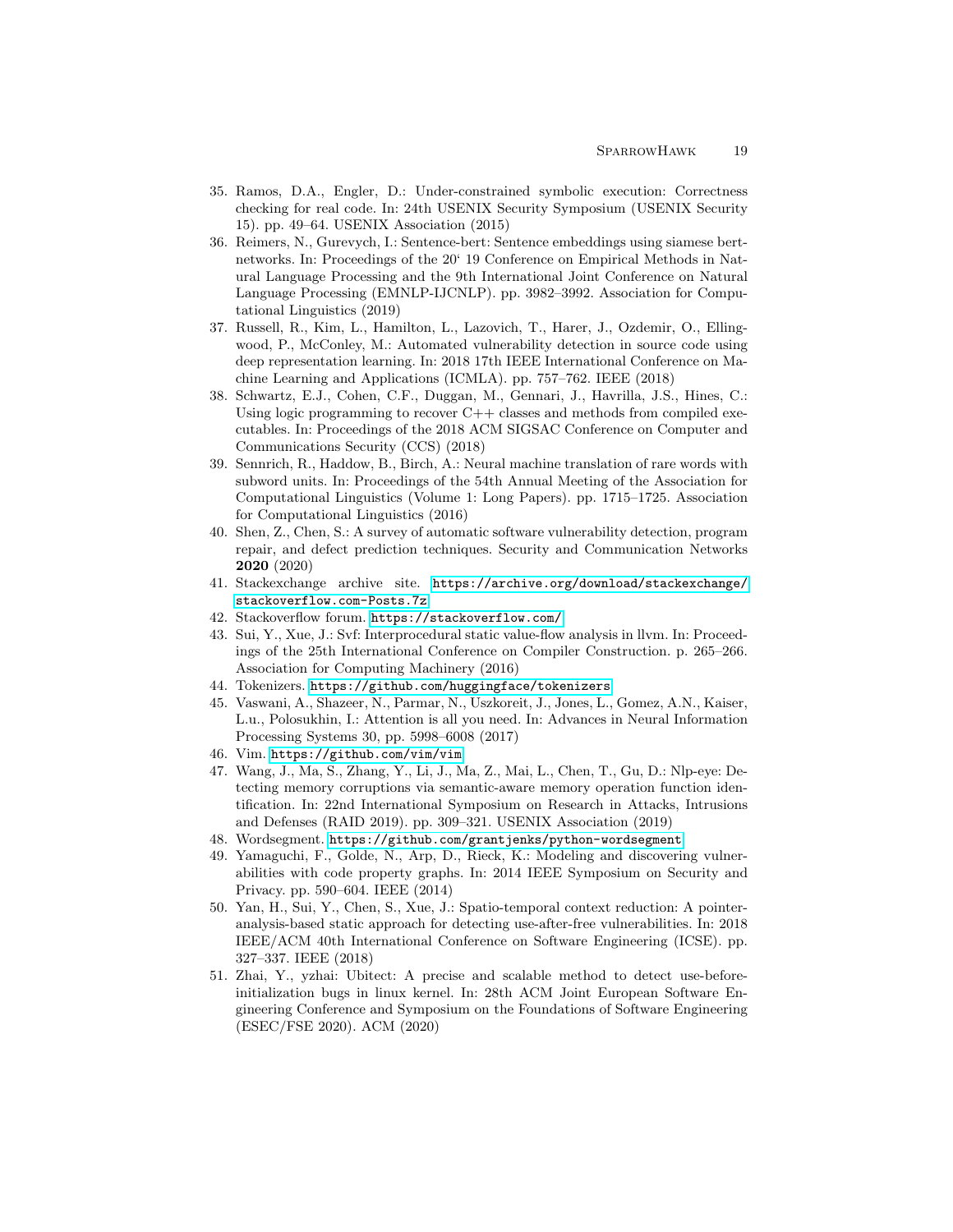35. Ramos, D.A., Engler, D.: Under-constrained symbolic execution: Correctness checking for real code. In: 24th USENIX Security Symposium (USENIX Security 15). pp. 49–64. USENIX Association (2015)
36. Reimers, N., Gurevych, I.: Sentence-bert: Sentence embeddings using siamese bert-networks. In: Proceedings of the 20' 19 Conference on Empirical Methods in Natural Language Processing and the 9th International Joint Conference on Natural Language Processing (EMNLP-IJCNLP). pp. 3982–3992. Association for Computational Linguistics (2019)
37. Russell, R., Kim, L., Hamilton, L., Lazovich, T., Harer, J., Ozdemir, O., Ellingwood, P., McConley, M.: Automated vulnerability detection in source code using deep representation learning. In: 2018 17th IEEE International Conference on Machine Learning and Applications (ICMLA). pp. 757–762. IEEE (2018)
38. Schwartz, E.J., Cohen, C.F., Duggan, M., Gennari, J., Havrilla, J.S., Hines, C.: Using logic programming to recover C++ classes and methods from compiled executables. In: Proceedings of the 2018 ACM SIGSAC Conference on Computer and Communications Security (CCS) (2018)
39. Sennrich, R., Haddow, B., Birch, A.: Neural machine translation of rare words with subword units. In: Proceedings of the 54th Annual Meeting of the Association for Computational Linguistics (Volume 1: Long Papers). pp. 1715–1725. Association for Computational Linguistics (2016)
40. Shen, Z., Chen, S.: A survey of automatic software vulnerability detection, program repair, and defect prediction techniques. Security and Communication Networks **2020** (2020)
41. Stackexchange archive site. https://archive.org/download/stackexchange/stackoverflow.com-Posts.7z
42. Stackoverflow forum. https://stackoverflow.com/
43. Sui, Y., Xue, J.: Svf: Interprocedural static value-flow analysis in llvm. In: Proceedings of the 25th International Conference on Compiler Construction. p. 265–266. Association for Computing Machinery (2016)
44. Tokenizers. https://github.com/huggingface/tokenizers
45. Vaswani, A., Shazeer, N., Parmar, N., Uszkoreit, J., Jones, L., Gomez, A.N., Kaiser, L.u., Polosukhin, I.: Attention is all you need. In: Advances in Neural Information Processing Systems 30, pp. 5998–6008 (2017)
46. Vim. https://github.com/vim/vim
47. Wang, J., Ma, S., Zhang, Y., Li, J., Ma, Z., Mai, L., Chen, T., Gu, D.: Nlp-eye: Detecting memory corruptions via semantic-aware memory operation function identification. In: 22nd International Symposium on Research in Attacks, Intrusions and Defenses (RAID 2019). pp. 309–321. USENIX Association (2019)
48. Wordsegment. https://github.com/grantjenks/python-wordsegment
49. Yamaguchi, F., Golde, N., Arp, D., Rieck, K.: Modeling and discovering vulnerabilities with code property graphs. In: 2014 IEEE Symposium on Security and Privacy. pp. 590–604. IEEE (2014)
50. Yan, H., Sui, Y., Chen, S., Xue, J.: Spatio-temporal context reduction: A pointer-analysis-based static approach for detecting use-after-free vulnerabilities. In: 2018 IEEE/ACM 40th International Conference on Software Engineering (ICSE). pp. 327–337. IEEE (2018)
51. Zhai, Y., yzhai: Ubitect: A precise and scalable method to detect use-before-initialization bugs in linux kernel. In: 28th ACM Joint European Software Engineering Conference and Symposium on the Foundations of Software Engineering (ESEC/FSE 2020). ACM (2020)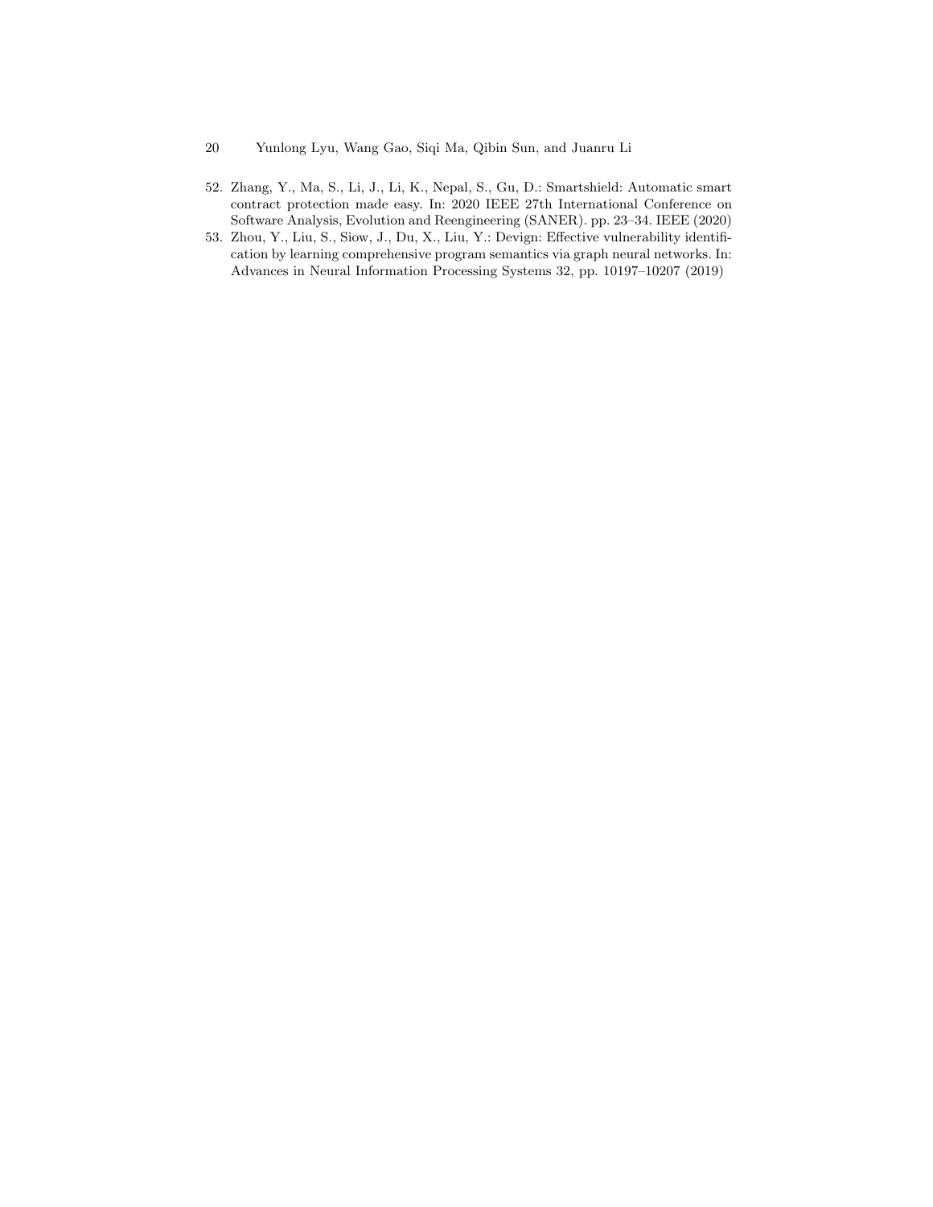52. Zhang, Y., Ma, S., Li, J., Li, K., Nepal, S., Gu, D.: Smartshield: Automatic smart contract protection made easy. In: 2020 IEEE 27th International Conference on Software Analysis, Evolution and Reengineering (SANER). pp. 23–34. IEEE (2020)
53. Zhou, Y., Liu, S., Siow, J., Du, X., Liu, Y.: Devign: Effective vulnerability identification by learning comprehensive program semantics via graph neural networks. In: Advances in Neural Information Processing Systems 32, pp. 10197–10207 (2019)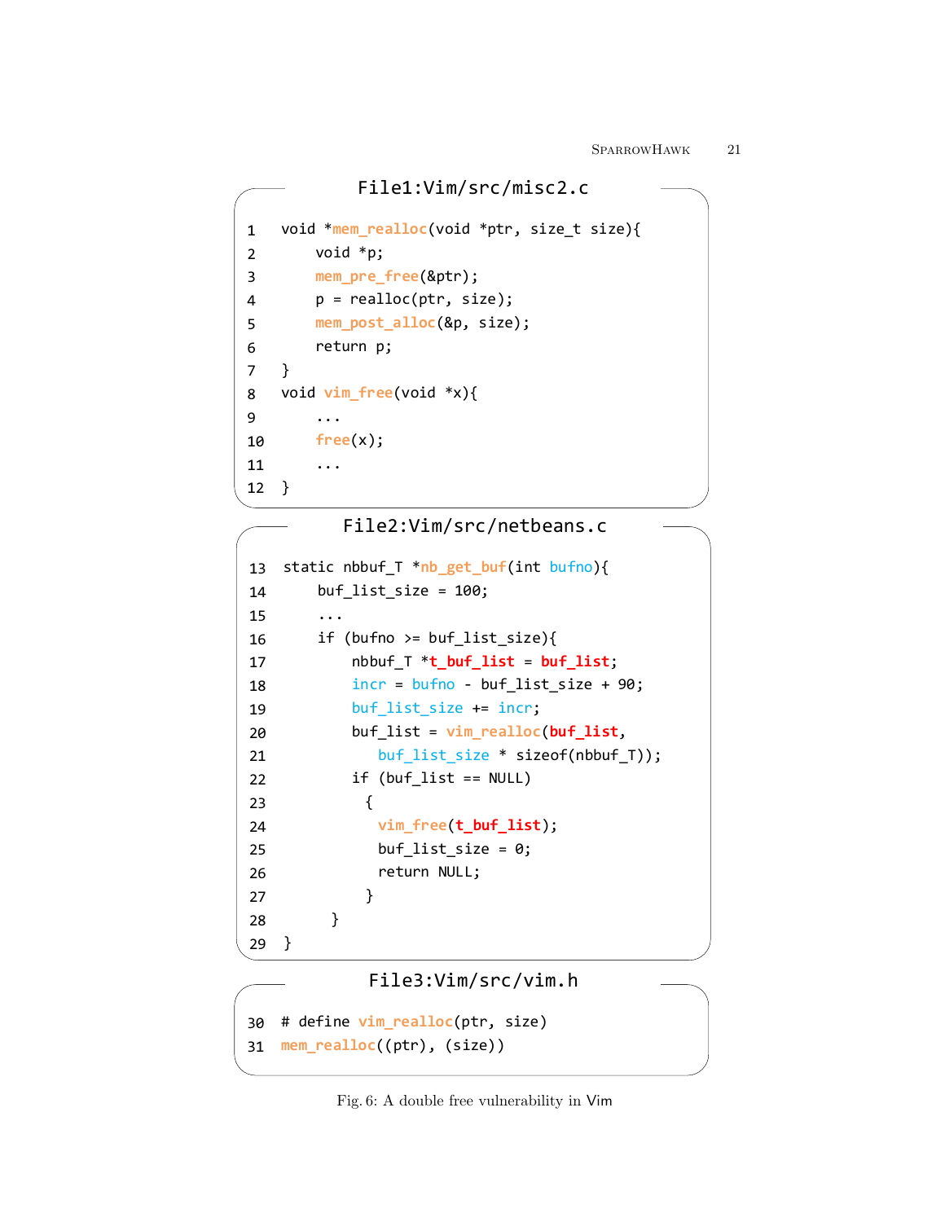File1:Vim/src/misc2.c

```
1   void *mem_realloc(void *ptr, size_t size){
2       void *p;
3       mem_pre_free(&ptr);
4       p = realloc(ptr, size);
5       mem_post_alloc(&p, size);
6       return p;
7   }
8   void vim_free(void *x){
9       ...
10      free(x);
11      ...
12  }
```

File2:Vim/src/netbeans.c

```
13  static nbbuf_T *nb_get_buf(int bufno){
14      buf_list_size = 100;
15      ...
16      if (bufno >= buf_list_size){
17          nbbuf_T *t_buf_list = buf_list;
18          incr = bufno - buf_list_size + 90;
19          buf_list_size += incr;
20          buf_list = vim_realloc(buf_list,
21              buf_list_size * sizeof(nbbuf_T));
22          if (buf_list == NULL)
23           {
24              vim_free(t_buf_list);
25              buf_list_size = 0;
26              return NULL;
27           }
28        }
29  }
```

File3:Vim/src/vim.h

```
30  # define vim_realloc(ptr, size)
31  mem_realloc((ptr), (size))
```

Fig. 6: A double free vulnerability in Vim